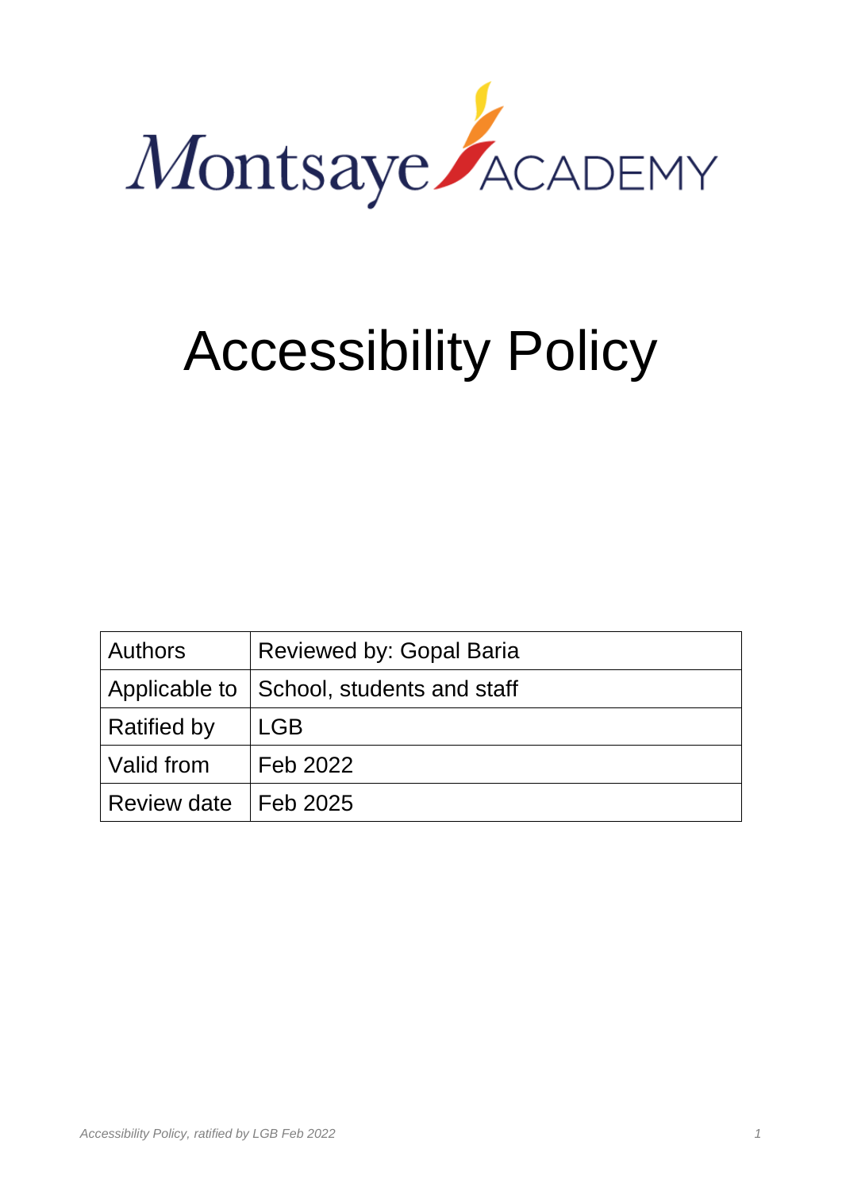Montsaye ACADEMY

# Accessibility Policy

| Authors | Reviewed by: Gopal Baria |
|---|---|
| Applicable to | School, students and staff |
| Ratified by | LGB |
| Valid from | Feb 2022 |
| Review date | Feb 2025 |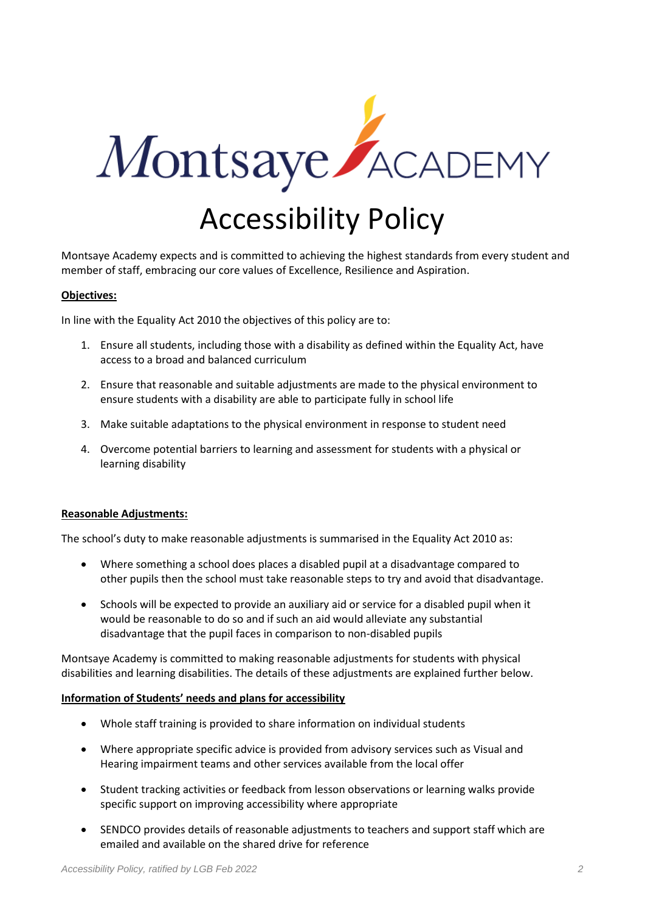Montsaye ACADEMY

# Accessibility Policy

Montsaye Academy expects and is committed to achieving the highest standards from every student and member of staff, embracing our core values of Excellence, Resilience and Aspiration.

**Objectives:**

In line with the Equality Act 2010 the objectives of this policy are to:

1. Ensure all students, including those with a disability as defined within the Equality Act, have access to a broad and balanced curriculum
2. Ensure that reasonable and suitable adjustments are made to the physical environment to ensure students with a disability are able to participate fully in school life
3. Make suitable adaptations to the physical environment in response to student need
4. Overcome potential barriers to learning and assessment for students with a physical or learning disability

**Reasonable Adjustments:**

The school's duty to make reasonable adjustments is summarised in the Equality Act 2010 as:

- Where something a school does places a disabled pupil at a disadvantage compared to other pupils then the school must take reasonable steps to try and avoid that disadvantage.
- Schools will be expected to provide an auxiliary aid or service for a disabled pupil when it would be reasonable to do so and if such an aid would alleviate any substantial disadvantage that the pupil faces in comparison to non-disabled pupils

Montsaye Academy is committed to making reasonable adjustments for students with physical disabilities and learning disabilities. The details of these adjustments are explained further below.

**Information of Students' needs and plans for accessibility**

- Whole staff training is provided to share information on individual students
- Where appropriate specific advice is provided from advisory services such as Visual and Hearing impairment teams and other services available from the local offer
- Student tracking activities or feedback from lesson observations or learning walks provide specific support on improving accessibility where appropriate
- SENDCO provides details of reasonable adjustments to teachers and support staff which are emailed and available on the shared drive for reference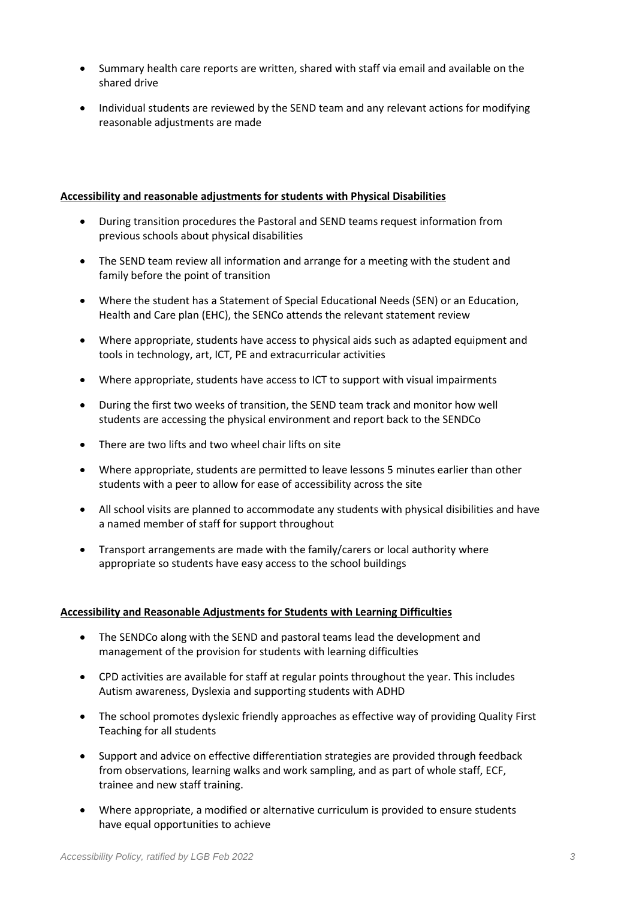- Summary health care reports are written, shared with staff via email and available on the shared drive
- Individual students are reviewed by the SEND team and any relevant actions for modifying reasonable adjustments are made

**Accessibility and reasonable adjustments for students with Physical Disabilities**

- During transition procedures the Pastoral and SEND teams request information from previous schools about physical disabilities
- The SEND team review all information and arrange for a meeting with the student and family before the point of transition
- Where the student has a Statement of Special Educational Needs (SEN) or an Education, Health and Care plan (EHC), the SENCo attends the relevant statement review
- Where appropriate, students have access to physical aids such as adapted equipment and tools in technology, art, ICT, PE and extracurricular activities
- Where appropriate, students have access to ICT to support with visual impairments
- During the first two weeks of transition, the SEND team track and monitor how well students are accessing the physical environment and report back to the SENDCo
- There are two lifts and two wheel chair lifts on site
- Where appropriate, students are permitted to leave lessons 5 minutes earlier than other students with a peer to allow for ease of accessibility across the site
- All school visits are planned to accommodate any students with physical disibilities and have a named member of staff for support throughout
- Transport arrangements are made with the family/carers or local authority where appropriate so students have easy access to the school buildings

**Accessibility and Reasonable Adjustments for Students with Learning Difficulties**

- The SENDCo along with the SEND and pastoral teams lead the development and management of the provision for students with learning difficulties
- CPD activities are available for staff at regular points throughout the year. This includes Autism awareness, Dyslexia and supporting students with ADHD
- The school promotes dyslexic friendly approaches as effective way of providing Quality First Teaching for all students
- Support and advice on effective differentiation strategies are provided through feedback from observations, learning walks and work sampling, and as part of whole staff, ECF, trainee and new staff training.
- Where appropriate, a modified or alternative curriculum is provided to ensure students have equal opportunities to achieve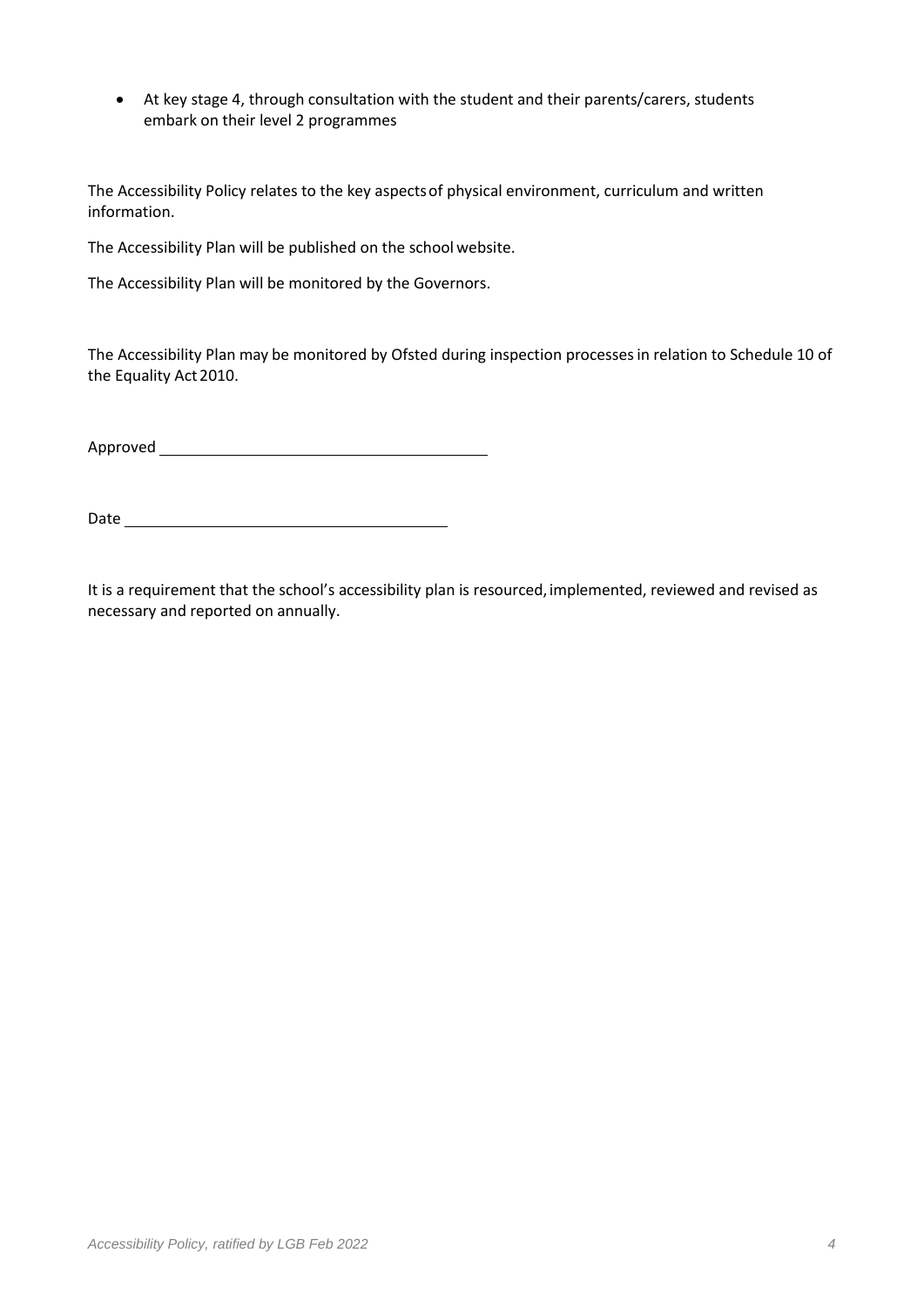- At key stage 4, through consultation with the student and their parents/carers, students embark on their level 2 programmes

The Accessibility Policy relates to the key aspects of physical environment, curriculum and written information.

The Accessibility Plan will be published on the school website.

The Accessibility Plan will be monitored by the Governors.

The Accessibility Plan may be monitored by Ofsted during inspection processes in relation to Schedule 10 of the Equality Act 2010.

Approved ______________________________

Date ______________________________

It is a requirement that the school's accessibility plan is resourced, implemented, reviewed and revised as necessary and reported on annually.